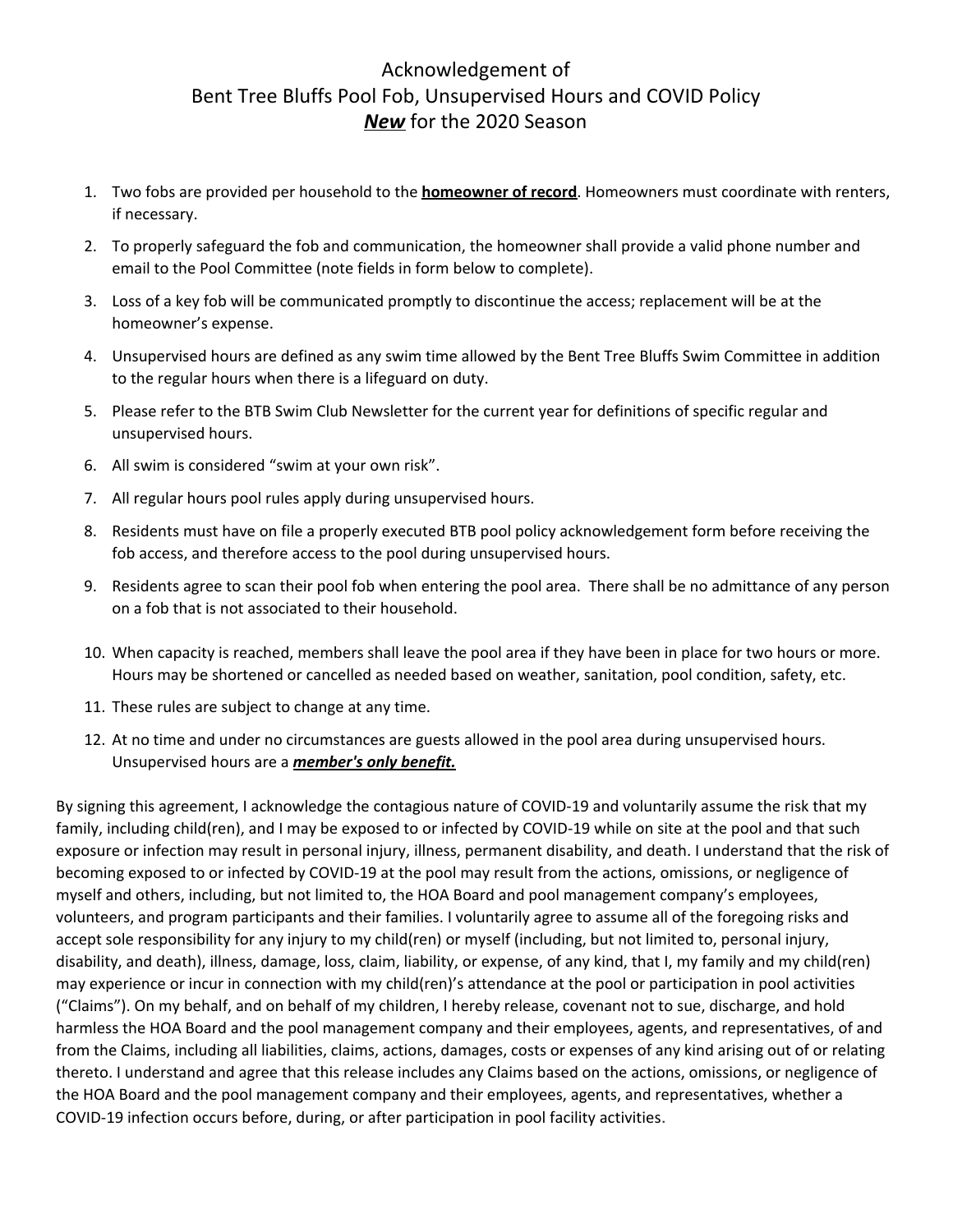# Acknowledgement of
# Bent Tree Bluffs Pool Fob, Unsupervised Hours and COVID Policy
# ***New*** for the 2020 Season

1. Two fobs are provided per household to the **homeowner of record**. Homeowners must coordinate with renters, if necessary.
2. To properly safeguard the fob and communication, the homeowner shall provide a valid phone number and email to the Pool Committee (note fields in form below to complete).
3. Loss of a key fob will be communicated promptly to discontinue the access; replacement will be at the homeowner's expense.
4. Unsupervised hours are defined as any swim time allowed by the Bent Tree Bluffs Swim Committee in addition to the regular hours when there is a lifeguard on duty.
5. Please refer to the BTB Swim Club Newsletter for the current year for definitions of specific regular and unsupervised hours.
6. All swim is considered "swim at your own risk".
7. All regular hours pool rules apply during unsupervised hours.
8. Residents must have on file a properly executed BTB pool policy acknowledgement form before receiving the fob access, and therefore access to the pool during unsupervised hours.
9. Residents agree to scan their pool fob when entering the pool area. There shall be no admittance of any person on a fob that is not associated to their household.
10. When capacity is reached, members shall leave the pool area if they have been in place for two hours or more. Hours may be shortened or cancelled as needed based on weather, sanitation, pool condition, safety, etc.
11. These rules are subject to change at any time.
12. At no time and under no circumstances are guests allowed in the pool area during unsupervised hours. Unsupervised hours are a ***member's only benefit.***

By signing this agreement, I acknowledge the contagious nature of COVID-19 and voluntarily assume the risk that my family, including child(ren), and I may be exposed to or infected by COVID-19 while on site at the pool and that such exposure or infection may result in personal injury, illness, permanent disability, and death. I understand that the risk of becoming exposed to or infected by COVID-19 at the pool may result from the actions, omissions, or negligence of myself and others, including, but not limited to, the HOA Board and pool management company's employees, volunteers, and program participants and their families. I voluntarily agree to assume all of the foregoing risks and accept sole responsibility for any injury to my child(ren) or myself (including, but not limited to, personal injury, disability, and death), illness, damage, loss, claim, liability, or expense, of any kind, that I, my family and my child(ren) may experience or incur in connection with my child(ren)'s attendance at the pool or participation in pool activities ("Claims"). On my behalf, and on behalf of my children, I hereby release, covenant not to sue, discharge, and hold harmless the HOA Board and the pool management company and their employees, agents, and representatives, of and from the Claims, including all liabilities, claims, actions, damages, costs or expenses of any kind arising out of or relating thereto. I understand and agree that this release includes any Claims based on the actions, omissions, or negligence of the HOA Board and the pool management company and their employees, agents, and representatives, whether a COVID-19 infection occurs before, during, or after participation in pool facility activities.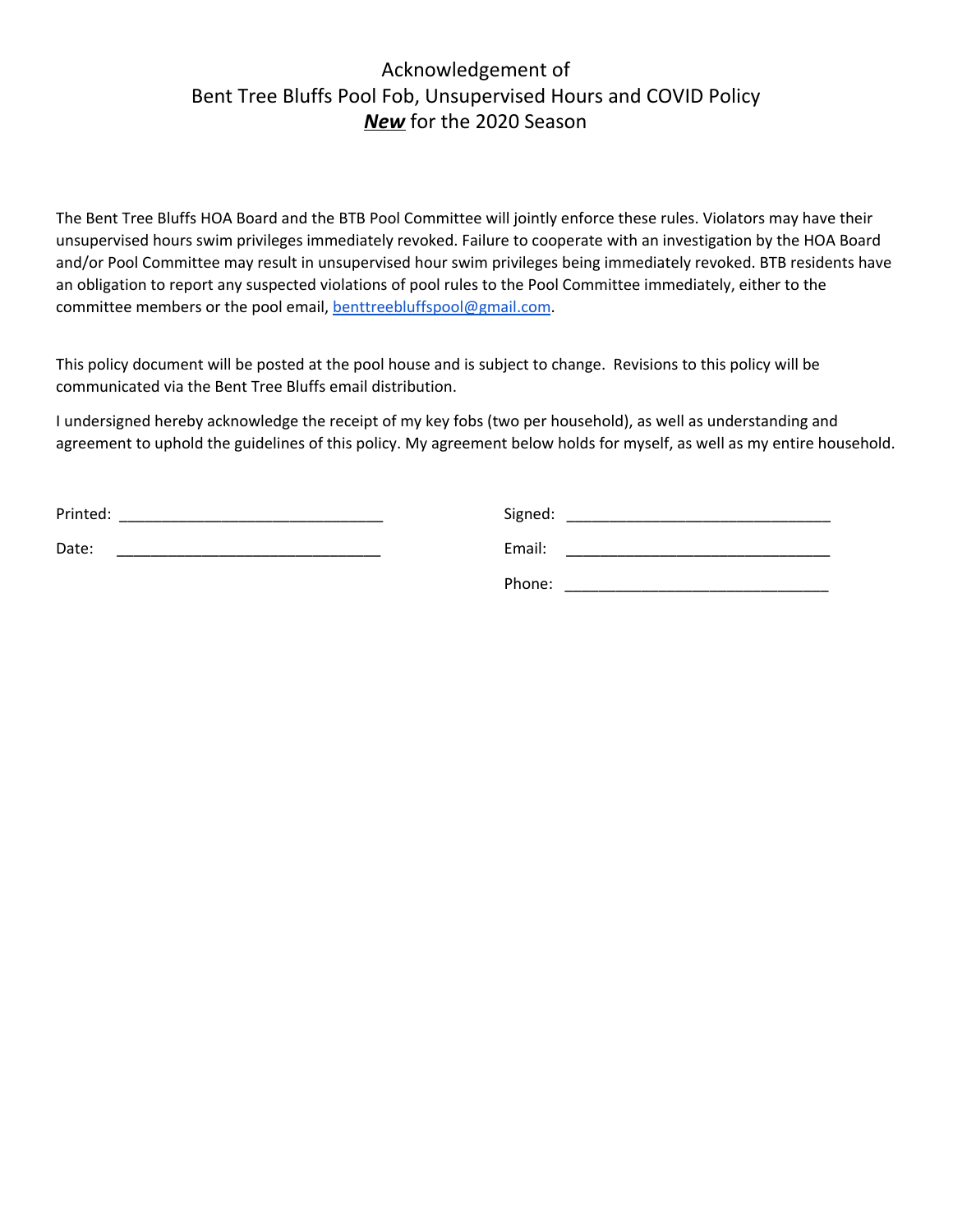# Acknowledgement of Bent Tree Bluffs Pool Fob, Unsupervised Hours and COVID Policy ***New*** for the 2020 Season

The Bent Tree Bluffs HOA Board and the BTB Pool Committee will jointly enforce these rules. Violators may have their unsupervised hours swim privileges immediately revoked. Failure to cooperate with an investigation by the HOA Board and/or Pool Committee may result in unsupervised hour swim privileges being immediately revoked. BTB residents have an obligation to report any suspected violations of pool rules to the Pool Committee immediately, either to the committee members or the pool email, benttreebluffspool@gmail.com.

This policy document will be posted at the pool house and is subject to change. Revisions to this policy will be communicated via the Bent Tree Bluffs email distribution.

I undersigned hereby acknowledge the receipt of my key fobs (two per household), as well as understanding and agreement to uphold the guidelines of this policy. My agreement below holds for myself, as well as my entire household.

Printed: ______________________________

Signed: ______________________________

Date: ______________________________

Email: ______________________________

Phone: ______________________________